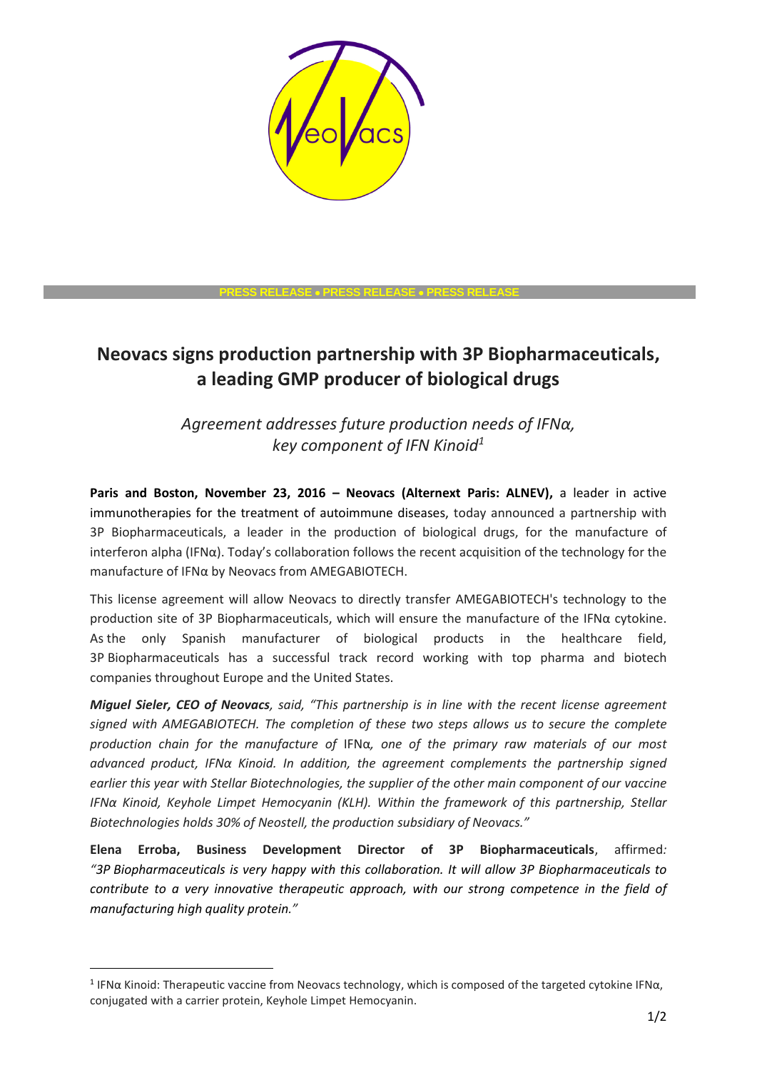PRESS RELEASE • PRESS RELEASE • PRESS RELEASE

# Neovacs signs production partnership with 3P Biopharmaceuticals, a leading GMP producer of biological drugs

*Agreement addresses future production needs of IFNα, key component of IFN Kinoid[1]*

**Paris and Boston, November 23, 2016 – Neovacs (Alternext Paris: ALNEV),** a leader in active immunotherapies for the treatment of autoimmune diseases, today announced a partnership with 3P Biopharmaceuticals, a leader in the production of biological drugs, for the manufacture of interferon alpha (IFNα). Today's collaboration follows the recent acquisition of the technology for the manufacture of IFNα by Neovacs from AMEGABIOTECH.

This license agreement will allow Neovacs to directly transfer AMEGABIOTECH's technology to the production site of 3P Biopharmaceuticals, which will ensure the manufacture of the IFNα cytokine. As the only Spanish manufacturer of biological products in the healthcare field, 3P Biopharmaceuticals has a successful track record working with top pharma and biotech companies throughout Europe and the United States.

***Miguel Sieler, CEO of Neovacs****, said, "This partnership is in line with the recent license agreement signed with AMEGABIOTECH. The completion of these two steps allows us to secure the complete production chain for the manufacture of* IFNα*, one of the primary raw materials of our most advanced product, IFNα Kinoid. In addition, the agreement complements the partnership signed earlier this year with Stellar Biotechnologies, the supplier of the other main component of our vaccine IFNα Kinoid, Keyhole Limpet Hemocyanin (KLH). Within the framework of this partnership, Stellar Biotechnologies holds 30% of Neostell, the production subsidiary of Neovacs."*

**Elena Erroba, Business Development Director of 3P Biopharmaceuticals**, affirmed: *"3P Biopharmaceuticals is very happy with this collaboration. It will allow 3P Biopharmaceuticals to contribute to a very innovative therapeutic approach, with our strong competence in the field of manufacturing high quality protein."*

---

[1] IFNα Kinoid: Therapeutic vaccine from Neovacs technology, which is composed of the targeted cytokine IFNα, conjugated with a carrier protein, Keyhole Limpet Hemocyanin.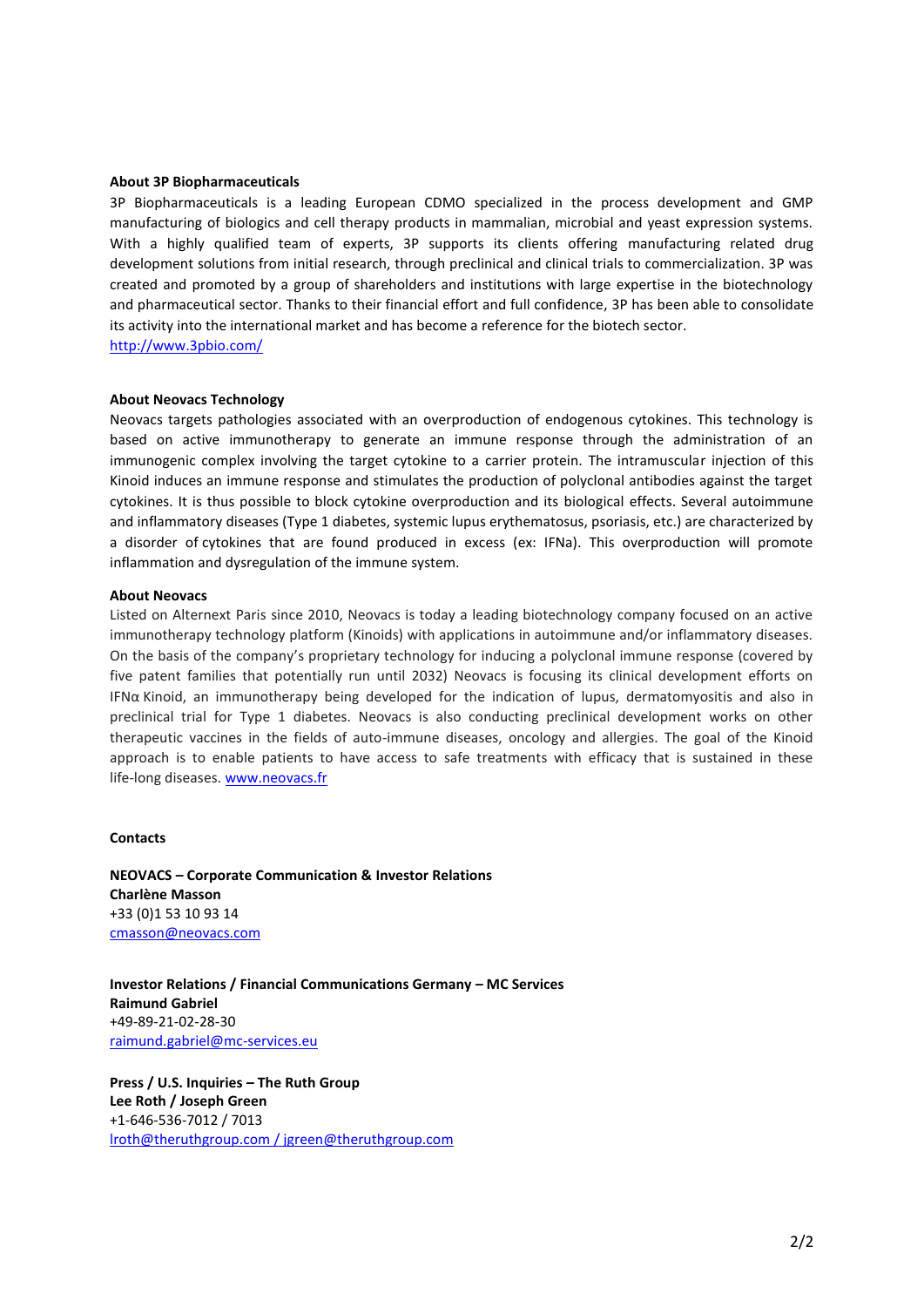**About 3P Biopharmaceuticals**

3P Biopharmaceuticals is a leading European CDMO specialized in the process development and GMP manufacturing of biologics and cell therapy products in mammalian, microbial and yeast expression systems. With a highly qualified team of experts, 3P supports its clients offering manufacturing related drug development solutions from initial research, through preclinical and clinical trials to commercialization. 3P was created and promoted by a group of shareholders and institutions with large expertise in the biotechnology and pharmaceutical sector. Thanks to their financial effort and full confidence, 3P has been able to consolidate its activity into the international market and has become a reference for the biotech sector.
http://www.3pbio.com/

**About Neovacs Technology**

Neovacs targets pathologies associated with an overproduction of endogenous cytokines. This technology is based on active immunotherapy to generate an immune response through the administration of an immunogenic complex involving the target cytokine to a carrier protein. The intramuscular injection of this Kinoid induces an immune response and stimulates the production of polyclonal antibodies against the target cytokines. It is thus possible to block cytokine overproduction and its biological effects. Several autoimmune and inflammatory diseases (Type 1 diabetes, systemic lupus erythematosus, psoriasis, etc.) are characterized by a disorder of cytokines that are found produced in excess (ex: IFNa). This overproduction will promote inflammation and dysregulation of the immune system.

**About Neovacs**

Listed on Alternext Paris since 2010, Neovacs is today a leading biotechnology company focused on an active immunotherapy technology platform (Kinoids) with applications in autoimmune and/or inflammatory diseases. On the basis of the company's proprietary technology for inducing a polyclonal immune response (covered by five patent families that potentially run until 2032) Neovacs is focusing its clinical development efforts on IFNα Kinoid, an immunotherapy being developed for the indication of lupus, dermatomyositis and also in preclinical trial for Type 1 diabetes. Neovacs is also conducting preclinical development works on other therapeutic vaccines in the fields of auto-immune diseases, oncology and allergies. The goal of the Kinoid approach is to enable patients to have access to safe treatments with efficacy that is sustained in these life-long diseases. www.neovacs.fr

**Contacts**

**NEOVACS – Corporate Communication & Investor Relations**
**Charlène Masson**
+33 (0)1 53 10 93 14
cmasson@neovacs.com

**Investor Relations / Financial Communications Germany – MC Services**
**Raimund Gabriel**
+49-89-21-02-28-30
raimund.gabriel@mc-services.eu

**Press / U.S. Inquiries – The Ruth Group**
**Lee Roth / Joseph Green**
+1-646-536-7012 / 7013
lroth@theruthgroup.com / jgreen@theruthgroup.com